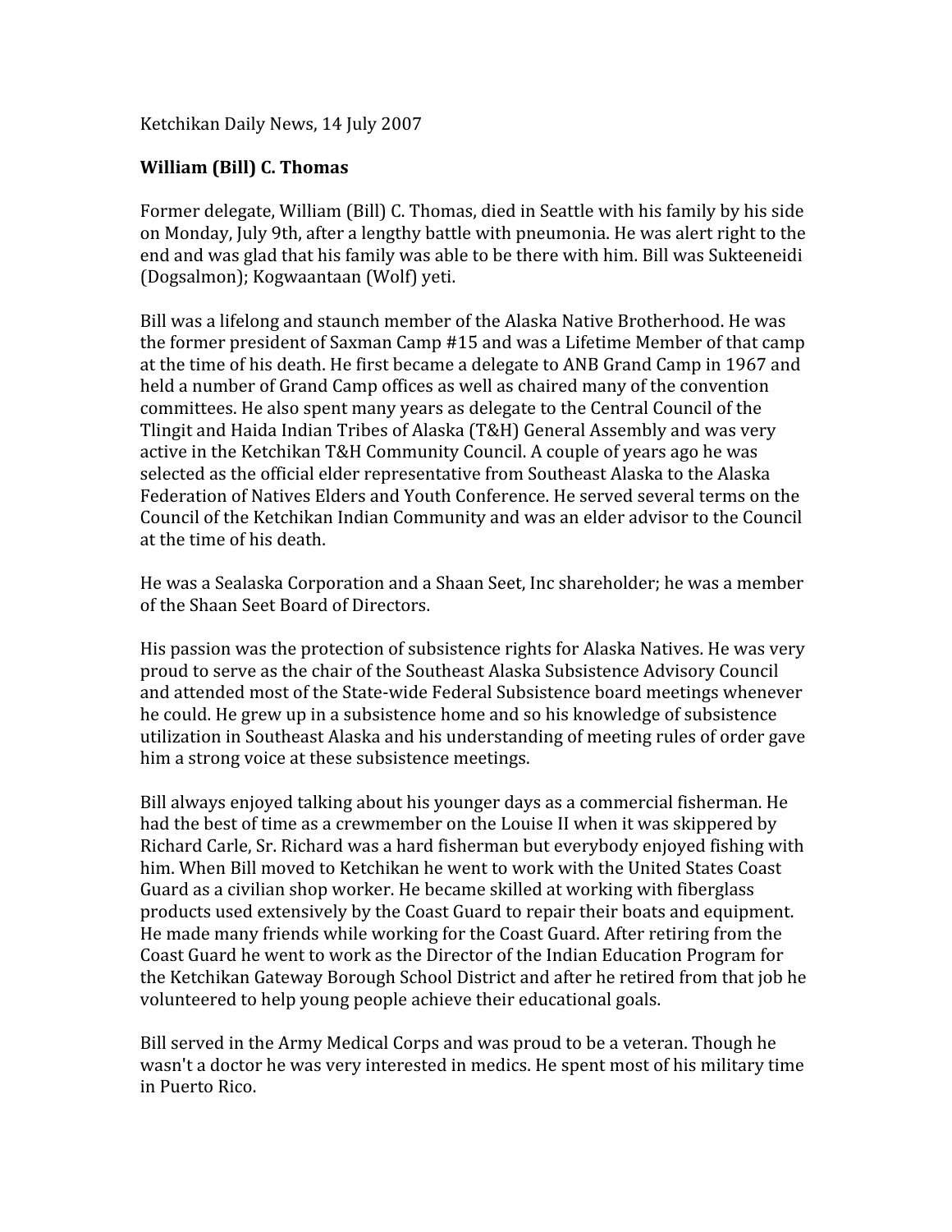Ketchikan Daily News, 14 July 2007

**William (Bill) C. Thomas**

Former delegate, William (Bill) C. Thomas, died in Seattle with his family by his side on Monday, July 9th, after a lengthy battle with pneumonia. He was alert right to the end and was glad that his family was able to be there with him. Bill was Sukteeneidi (Dogsalmon); Kogwaantaan (Wolf) yeti.

Bill was a lifelong and staunch member of the Alaska Native Brotherhood. He was the former president of Saxman Camp #15 and was a Lifetime Member of that camp at the time of his death. He first became a delegate to ANB Grand Camp in 1967 and held a number of Grand Camp offices as well as chaired many of the convention committees. He also spent many years as delegate to the Central Council of the Tlingit and Haida Indian Tribes of Alaska (T&H) General Assembly and was very active in the Ketchikan T&H Community Council. A couple of years ago he was selected as the official elder representative from Southeast Alaska to the Alaska Federation of Natives Elders and Youth Conference. He served several terms on the Council of the Ketchikan Indian Community and was an elder advisor to the Council at the time of his death.

He was a Sealaska Corporation and a Shaan Seet, Inc shareholder; he was a member of the Shaan Seet Board of Directors.

His passion was the protection of subsistence rights for Alaska Natives. He was very proud to serve as the chair of the Southeast Alaska Subsistence Advisory Council and attended most of the State-wide Federal Subsistence board meetings whenever he could. He grew up in a subsistence home and so his knowledge of subsistence utilization in Southeast Alaska and his understanding of meeting rules of order gave him a strong voice at these subsistence meetings.

Bill always enjoyed talking about his younger days as a commercial fisherman. He had the best of time as a crewmember on the Louise II when it was skippered by Richard Carle, Sr. Richard was a hard fisherman but everybody enjoyed fishing with him. When Bill moved to Ketchikan he went to work with the United States Coast Guard as a civilian shop worker. He became skilled at working with fiberglass products used extensively by the Coast Guard to repair their boats and equipment. He made many friends while working for the Coast Guard. After retiring from the Coast Guard he went to work as the Director of the Indian Education Program for the Ketchikan Gateway Borough School District and after he retired from that job he volunteered to help young people achieve their educational goals.

Bill served in the Army Medical Corps and was proud to be a veteran. Though he wasn't a doctor he was very interested in medics. He spent most of his military time in Puerto Rico.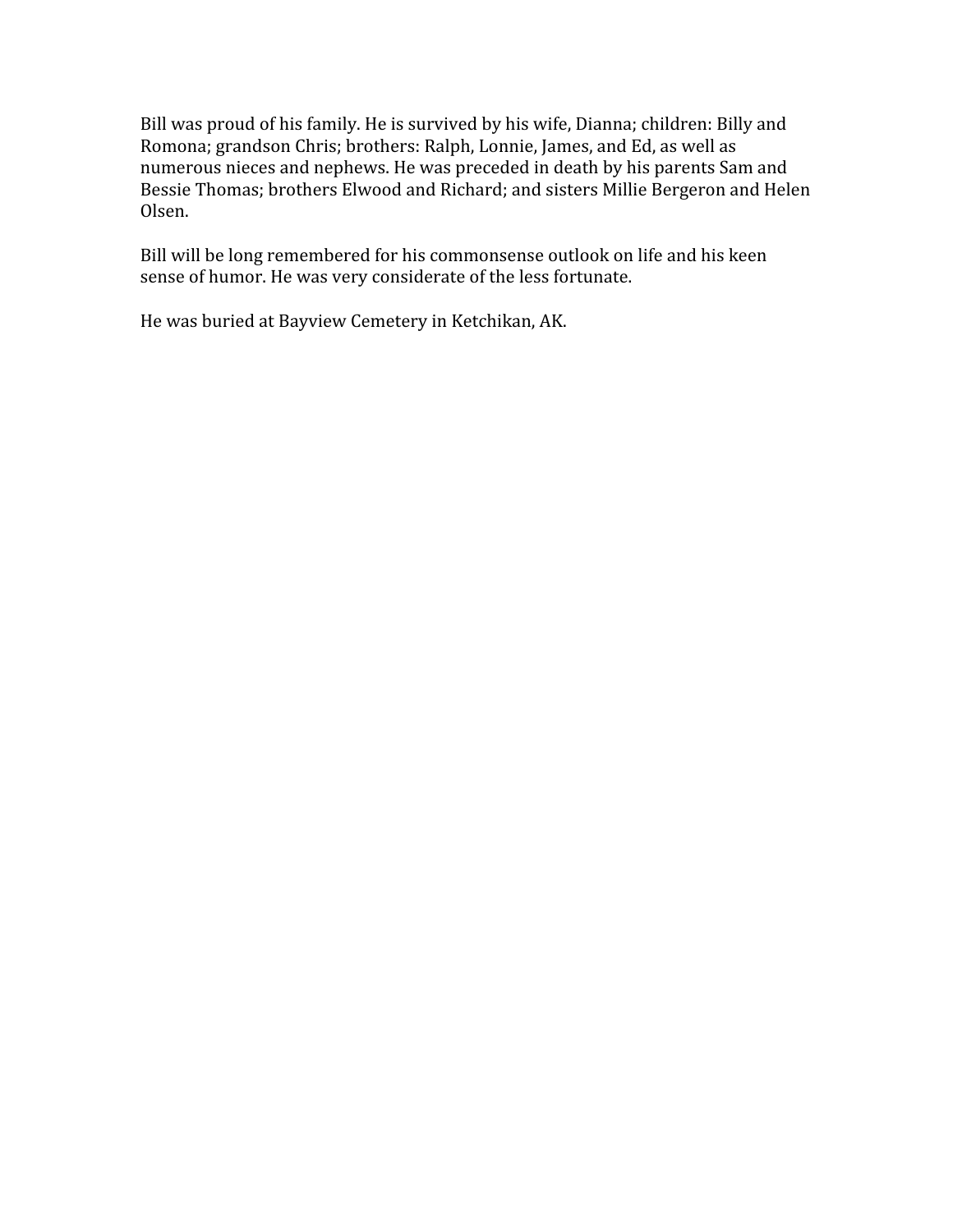Bill was proud of his family. He is survived by his wife, Dianna; children: Billy and Romona; grandson Chris; brothers: Ralph, Lonnie, James, and Ed, as well as numerous nieces and nephews. He was preceded in death by his parents Sam and Bessie Thomas; brothers Elwood and Richard; and sisters Millie Bergeron and Helen Olsen.

Bill will be long remembered for his commonsense outlook on life and his keen sense of humor. He was very considerate of the less fortunate.

He was buried at Bayview Cemetery in Ketchikan, AK.